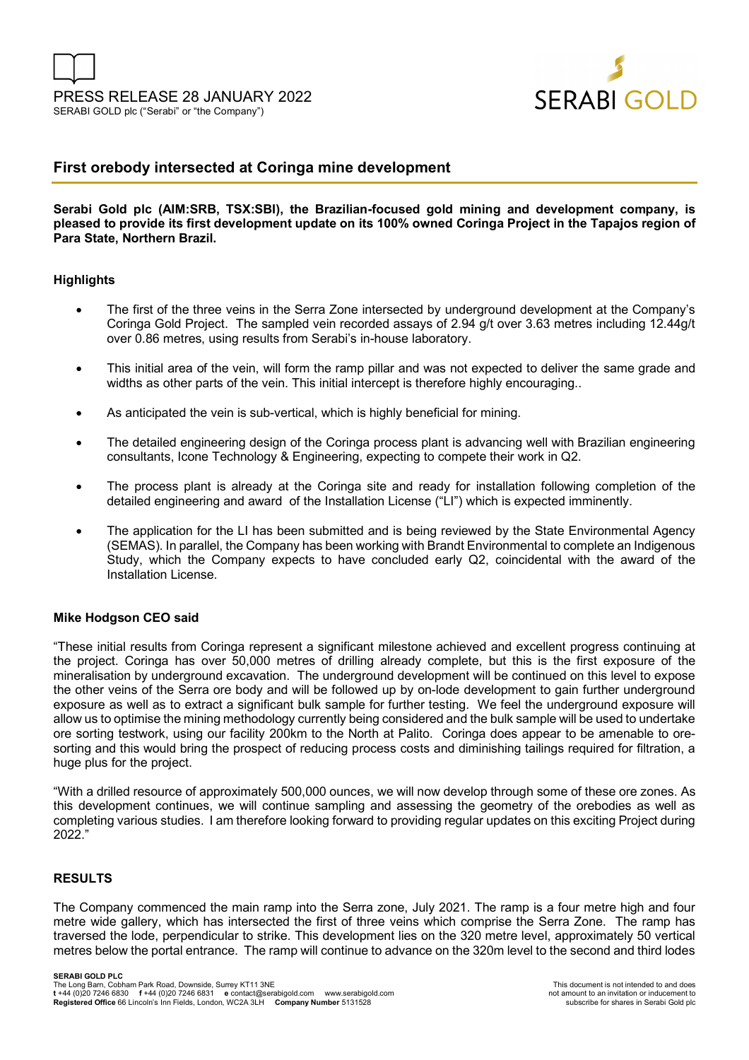PRESS RELEASE 28 JANUARY 2022
SERABI GOLD plc ("Serabi" or "the Company")

# First orebody intersected at Coringa mine development

**Serabi Gold plc (AIM:SRB, TSX:SBI), the Brazilian-focused gold mining and development company, is pleased to provide its first development update on its 100% owned Coringa Project in the Tapajos region of Para State, Northern Brazil.**

## Highlights

- The first of the three veins in the Serra Zone intersected by underground development at the Company's Coringa Gold Project. The sampled vein recorded assays of 2.94 g/t over 3.63 metres including 12.44g/t over 0.86 metres, using results from Serabi's in-house laboratory.
- This initial area of the vein, will form the ramp pillar and was not expected to deliver the same grade and widths as other parts of the vein. This initial intercept is therefore highly encouraging..
- As anticipated the vein is sub-vertical, which is highly beneficial for mining.
- The detailed engineering design of the Coringa process plant is advancing well with Brazilian engineering consultants, Icone Technology & Engineering, expecting to compete their work in Q2.
- The process plant is already at the Coringa site and ready for installation following completion of the detailed engineering and award of the Installation License ("LI") which is expected imminently.
- The application for the LI has been submitted and is being reviewed by the State Environmental Agency (SEMAS). In parallel, the Company has been working with Brandt Environmental to complete an Indigenous Study, which the Company expects to have concluded early Q2, coincidental with the award of the Installation License.

## Mike Hodgson CEO said

"These initial results from Coringa represent a significant milestone achieved and excellent progress continuing at the project. Coringa has over 50,000 metres of drilling already complete, but this is the first exposure of the mineralisation by underground excavation. The underground development will be continued on this level to expose the other veins of the Serra ore body and will be followed up by on-lode development to gain further underground exposure as well as to extract a significant bulk sample for further testing. We feel the underground exposure will allow us to optimise the mining methodology currently being considered and the bulk sample will be used to undertake ore sorting testwork, using our facility 200km to the North at Palito. Coringa does appear to be amenable to ore-sorting and this would bring the prospect of reducing process costs and diminishing tailings required for filtration, a huge plus for the project.

"With a drilled resource of approximately 500,000 ounces, we will now develop through some of these ore zones. As this development continues, we will continue sampling and assessing the geometry of the orebodies as well as completing various studies. I am therefore looking forward to providing regular updates on this exciting Project during 2022."

## RESULTS

The Company commenced the main ramp into the Serra zone, July 2021. The ramp is a four metre high and four metre wide gallery, which has intersected the first of three veins which comprise the Serra Zone. The ramp has traversed the lode, perpendicular to strike. This development lies on the 320 metre level, approximately 50 vertical metres below the portal entrance. The ramp will continue to advance on the 320m level to the second and third lodes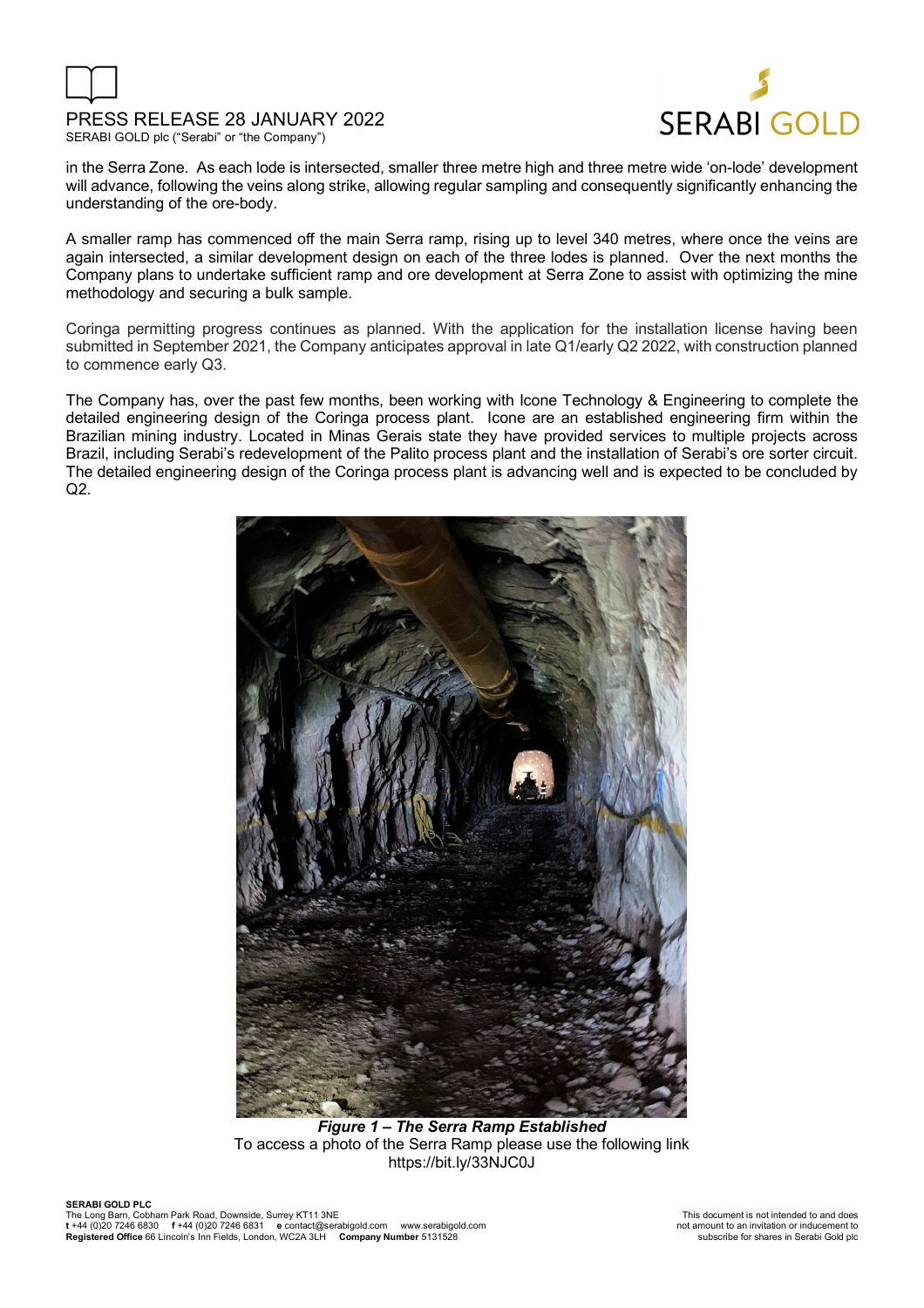in the Serra Zone. As each lode is intersected, smaller three metre high and three metre wide 'on-lode' development will advance, following the veins along strike, allowing regular sampling and consequently significantly enhancing the understanding of the ore-body.

A smaller ramp has commenced off the main Serra ramp, rising up to level 340 metres, where once the veins are again intersected, a similar development design on each of the three lodes is planned. Over the next months the Company plans to undertake sufficient ramp and ore development at Serra Zone to assist with optimizing the mine methodology and securing a bulk sample.

Coringa permitting progress continues as planned. With the application for the installation license having been submitted in September 2021, the Company anticipates approval in late Q1/early Q2 2022, with construction planned to commence early Q3.

The Company has, over the past few months, been working with Icone Technology & Engineering to complete the detailed engineering design of the Coringa process plant. Icone are an established engineering firm within the Brazilian mining industry. Located in Minas Gerais state they have provided services to multiple projects across Brazil, including Serabi's redevelopment of the Palito process plant and the installation of Serabi's ore sorter circuit. The detailed engineering design of the Coringa process plant is advancing well and is expected to be concluded by Q2.

***Figure 1 – The Serra Ramp Established***
To access a photo of the Serra Ramp please use the following link
https://bit.ly/33NJC0J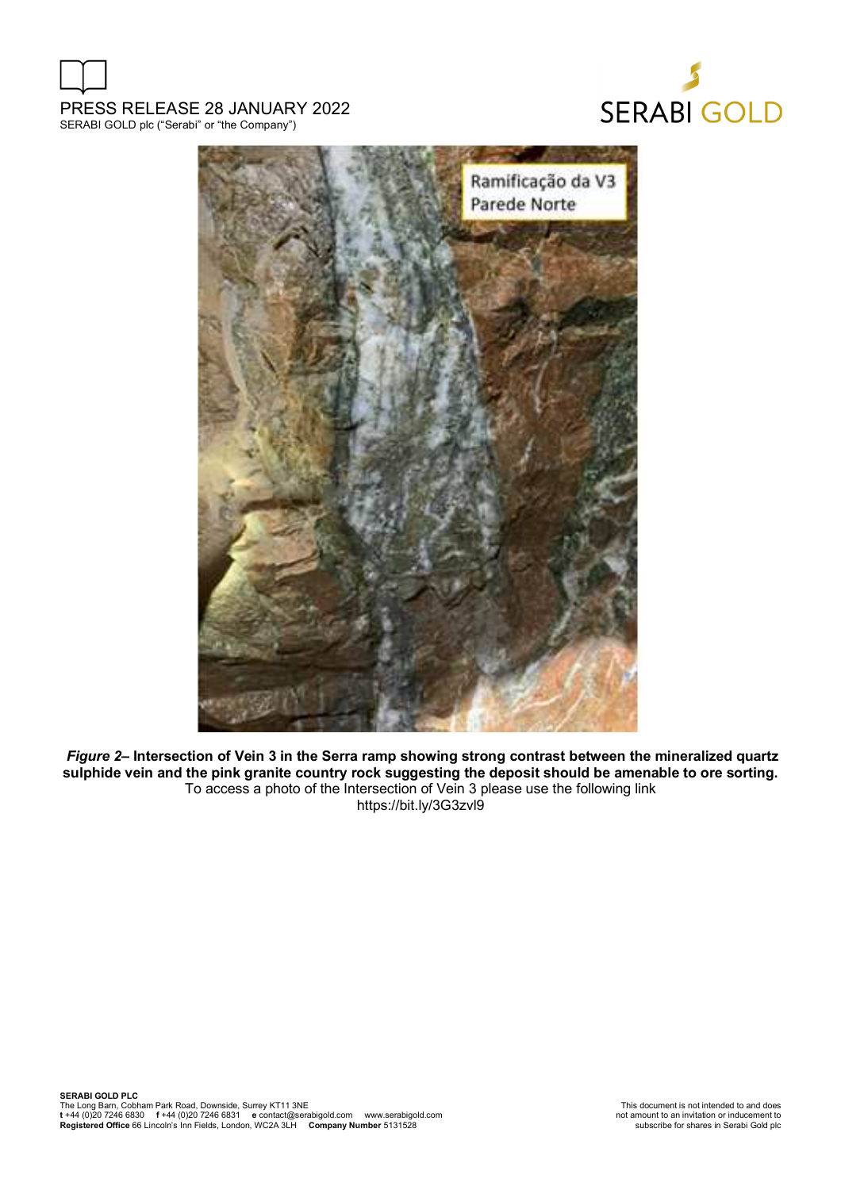***Figure 2*– Intersection of Vein 3 in the Serra ramp showing strong contrast between the mineralized quartz sulphide vein and the pink granite country rock suggesting the deposit should be amenable to ore sorting.**

To access a photo of the Intersection of Vein 3 please use the following link
https://bit.ly/3G3zvl9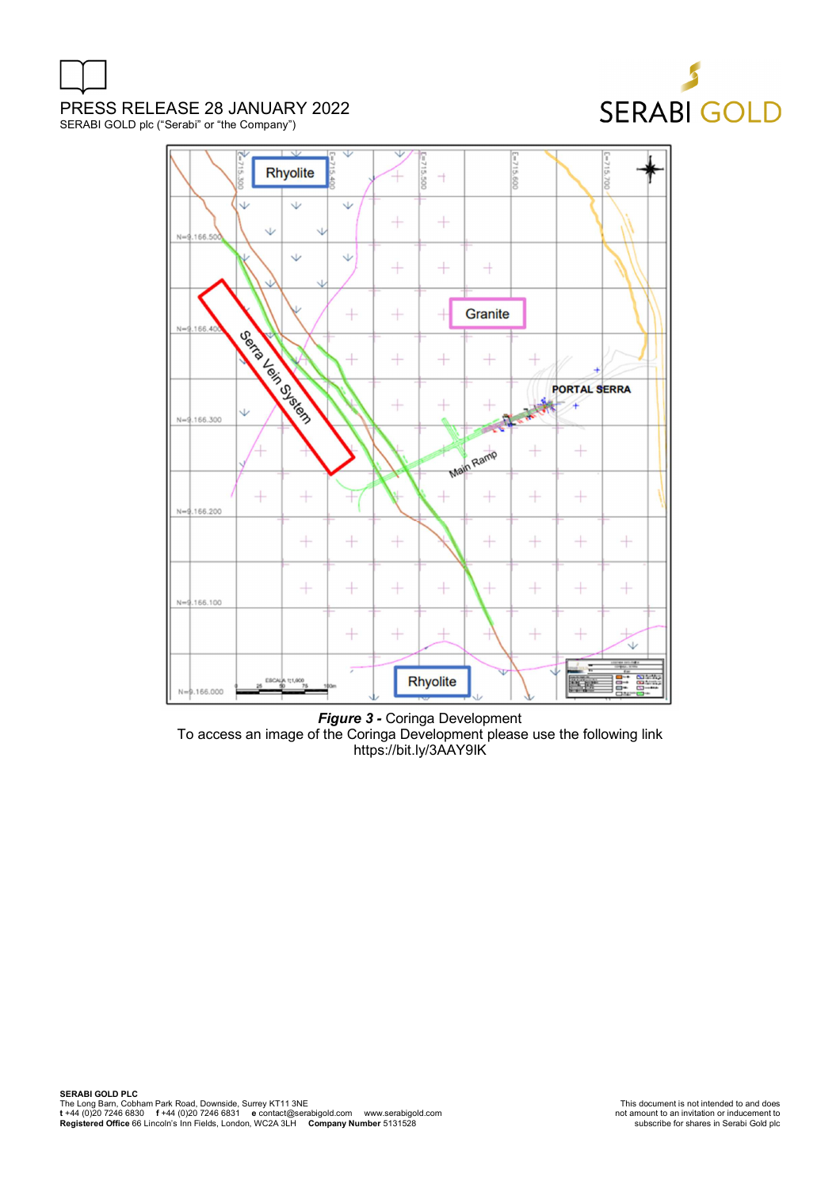***Figure 3 -*** Coringa Development

To access an image of the Coringa Development please use the following link

https://bit.ly/3AAY9IK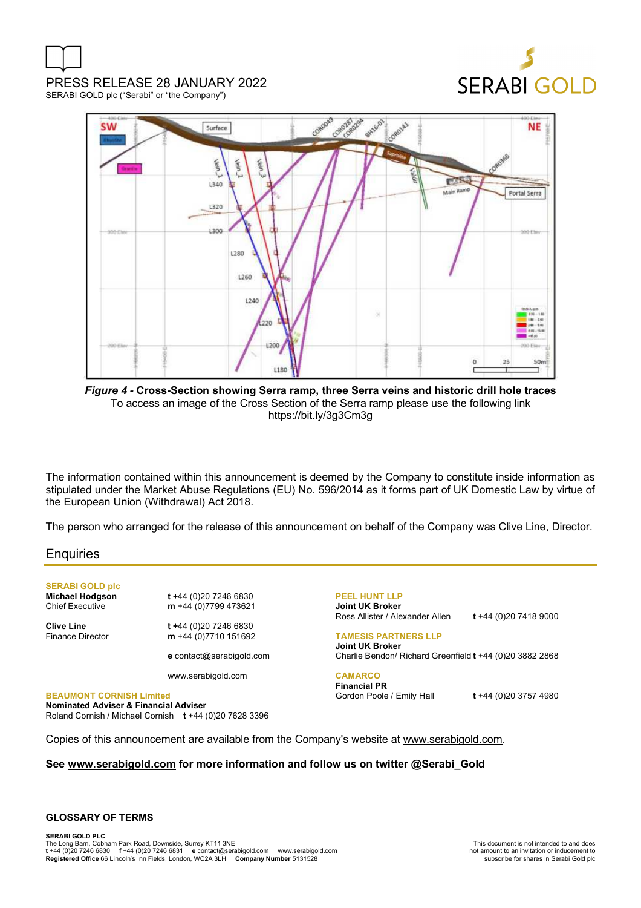**_Figure 4 -_ Cross-Section showing Serra ramp, three Serra veins and historic drill hole traces**

To access an image of the Cross Section of the Serra ramp please use the following link https://bit.ly/3g3Cm3g

The information contained within this announcement is deemed by the Company to constitute inside information as stipulated under the Market Abuse Regulations (EU) No. 596/2014 as it forms part of UK Domestic Law by virtue of the European Union (Withdrawal) Act 2018.

The person who arranged for the release of this announcement on behalf of the Company was Clive Line, Director.

## Enquiries

**SERABI GOLD plc**

**Michael Hodgson**
Chief Executive
t +44 (0)20 7246 6830
m +44 (0)7799 473621

**Clive Line**
Finance Director
t +44 (0)20 7246 6830
m +44 (0)7710 151692

e contact@serabigold.com

www.serabigold.com

**BEAUMONT CORNISH Limited**
**Nominated Adviser & Financial Adviser**
Roland Cornish / Michael Cornish t +44 (0)20 7628 3396

**PEEL HUNT LLP**
**Joint UK Broker**
Ross Allister / Alexander Allen t +44 (0)20 7418 9000

**TAMESIS PARTNERS LLP**
**Joint UK Broker**
Charlie Bendon/ Richard Greenfield t +44 (0)20 3882 2868

**CAMARCO**
**Financial PR**
Gordon Poole / Emily Hall t +44 (0)20 3757 4980

Copies of this announcement are available from the Company's website at www.serabigold.com.

**See www.serabigold.com for more information and follow us on twitter @Serabi_Gold**

## GLOSSARY OF TERMS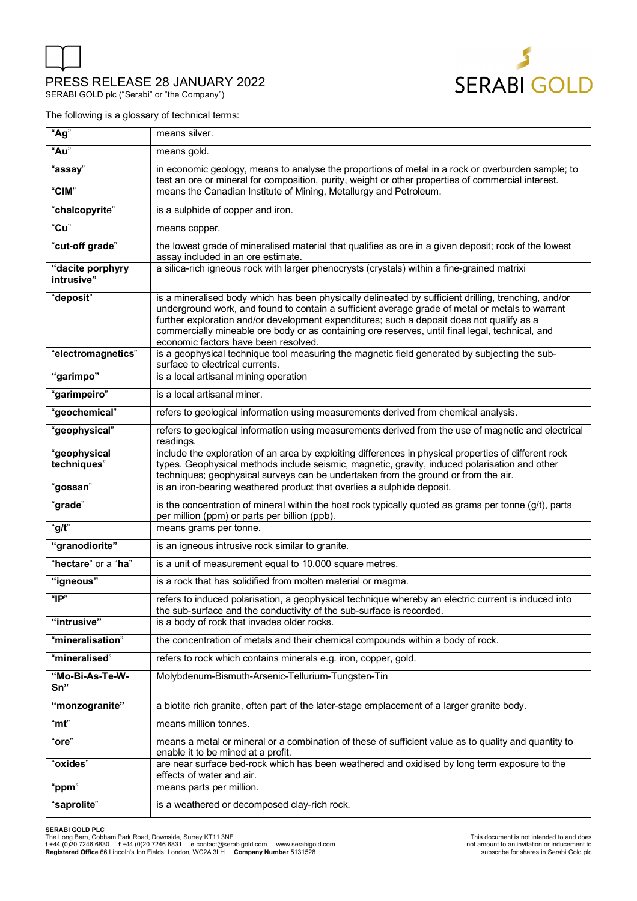PRESS RELEASE 28 JANUARY 2022

SERABI GOLD plc ("Serabi" or "the Company")

The following is a glossary of technical terms:

| | |
|---|---|
| "**Ag**" | means silver. |
| "**Au**" | means gold. |
| "**assay**" | in economic geology, means to analyse the proportions of metal in a rock or overburden sample; to test an ore or mineral for composition, purity, weight or other properties of commercial interest. |
| "**CIM**" | means the Canadian Institute of Mining, Metallurgy and Petroleum. |
| "**chalcopyrite**" | is a sulphide of copper and iron. |
| "**Cu**" | means copper. |
| "**cut-off grade**" | the lowest grade of mineralised material that qualifies as ore in a given deposit; rock of the lowest assay included in an ore estimate. |
| **"dacite porphyry intrusive"** | a silica-rich igneous rock with larger phenocrysts (crystals) within a fine-grained matrixi |
| "**deposit**" | is a mineralised body which has been physically delineated by sufficient drilling, trenching, and/or underground work, and found to contain a sufficient average grade of metal or metals to warrant further exploration and/or development expenditures; such a deposit does not qualify as a commercially mineable ore body or as containing ore reserves, until final legal, technical, and economic factors have been resolved. |
| "**electromagnetics**" | is a geophysical technique tool measuring the magnetic field generated by subjecting the sub-surface to electrical currents. |
| **"garimpo"** | is a local artisanal mining operation |
| "**garimpeiro**" | is a local artisanal miner. |
| "**geochemical**" | refers to geological information using measurements derived from chemical analysis. |
| "**geophysical**" | refers to geological information using measurements derived from the use of magnetic and electrical readings. |
| "**geophysical techniques**" | include the exploration of an area by exploiting differences in physical properties of different rock types. Geophysical methods include seismic, magnetic, gravity, induced polarisation and other techniques; geophysical surveys can be undertaken from the ground or from the air. |
| "**gossan**" | is an iron-bearing weathered product that overlies a sulphide deposit. |
| "**grade**" | is the concentration of mineral within the host rock typically quoted as grams per tonne (g/t), parts per million (ppm) or parts per billion (ppb). |
| "**g/t**" | means grams per tonne. |
| **"granodiorite"** | is an igneous intrusive rock similar to granite. |
| "**hectare**" or a "**ha**" | is a unit of measurement equal to 10,000 square metres. |
| **"igneous"** | is a rock that has solidified from molten material or magma. |
| "**IP**" | refers to induced polarisation, a geophysical technique whereby an electric current is induced into the sub-surface and the conductivity of the sub-surface is recorded. |
| **"intrusive"** | is a body of rock that invades older rocks. |
| "**mineralisation**" | the concentration of metals and their chemical compounds within a body of rock. |
| "**mineralised**" | refers to rock which contains minerals e.g. iron, copper, gold. |
| **"Mo-Bi-As-Te-W-Sn"** | Molybdenum-Bismuth-Arsenic-Tellurium-Tungsten-Tin |
| **"monzogranite"** | a biotite rich granite, often part of the later-stage emplacement of a larger granite body. |
| "**mt**" | means million tonnes. |
| "**ore**" | means a metal or mineral or a combination of these of sufficient value as to quality and quantity to enable it to be mined at a profit. |
| "**oxides**" | are near surface bed-rock which has been weathered and oxidised by long term exposure to the effects of water and air. |
| "**ppm**" | means parts per million. |
| "**saprolite**" | is a weathered or decomposed clay-rich rock. |

**SERABI GOLD PLC**
The Long Barn, Cobham Park Road, Downside, Surrey KT11 3NE
**t** +44 (0)20 7246 6830 **f** +44 (0)20 7246 6831 **e** contact@serabigold.com www.serabigold.com
**Registered Office** 66 Lincoln's Inn Fields, London, WC2A 3LH **Company Number** 5131528

This document is not intended to and does not amount to an invitation or inducement to subscribe for shares in Serabi Gold plc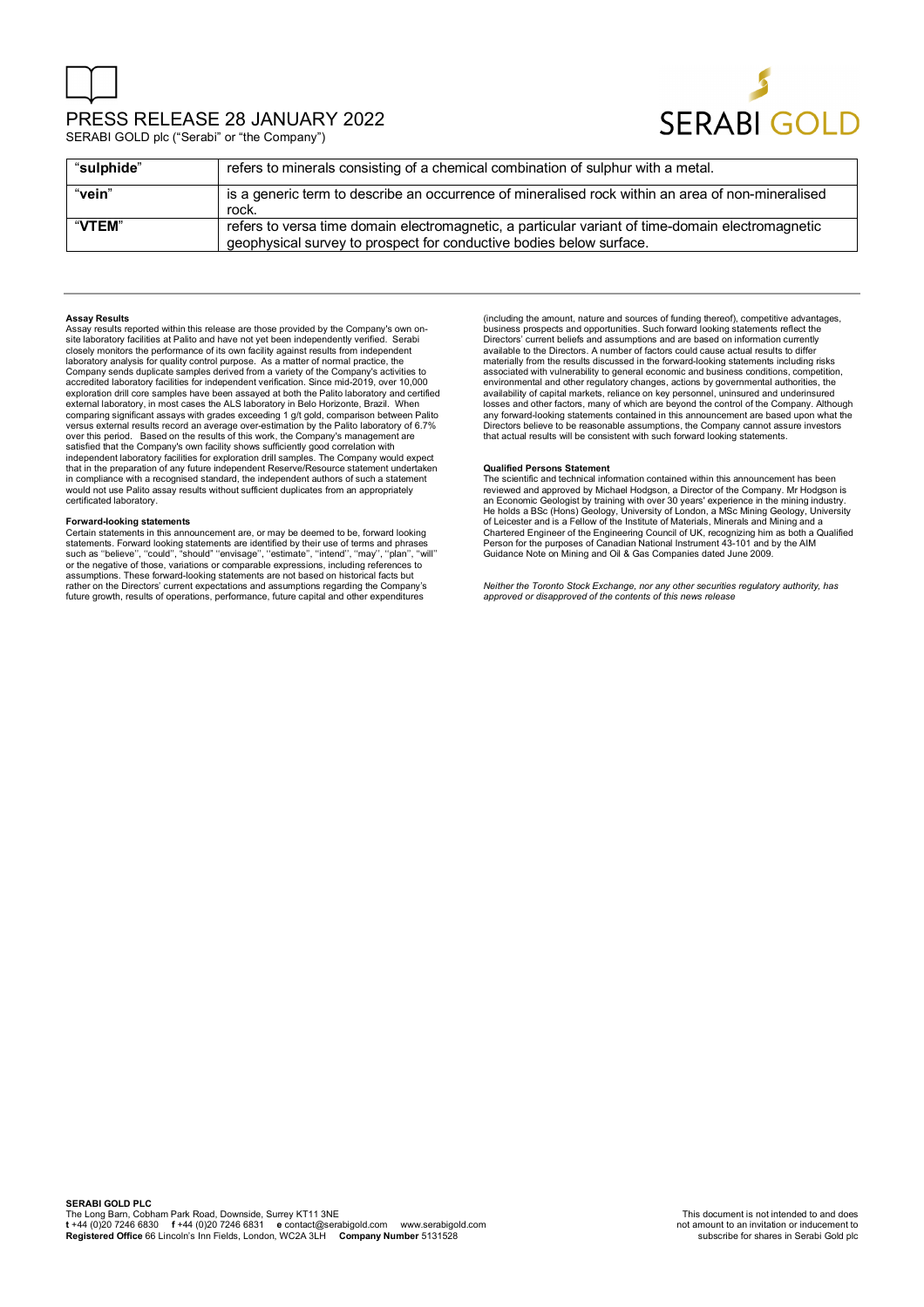| | |
|---|---|
| "**sulphide**" | refers to minerals consisting of a chemical combination of sulphur with a metal. |
| "**vein**" | is a generic term to describe an occurrence of mineralised rock within an area of non-mineralised rock. |
| "**VTEM**" | refers to versa time domain electromagnetic, a particular variant of time-domain electromagnetic geophysical survey to prospect for conductive bodies below surface. |

**Assay Results**

Assay results reported within this release are those provided by the Company's own on-site laboratory facilities at Palito and have not yet been independently verified. Serabi closely monitors the performance of its own facility against results from independent laboratory analysis for quality control purpose. As a matter of normal practice, the Company sends duplicate samples derived from a variety of the Company's activities to accredited laboratory facilities for independent verification. Since mid-2019, over 10,000 exploration drill core samples have been assayed at both the Palito laboratory and certified external laboratory, in most cases the ALS laboratory in Belo Horizonte, Brazil. When comparing significant assays with grades exceeding 1 g/t gold, comparison between Palito versus external results record an average over-estimation by the Palito laboratory of 6.7% over this period. Based on the results of this work, the Company's management are satisfied that the Company's own facility shows sufficiently good correlation with independent laboratory facilities for exploration drill samples. The Company would expect that in the preparation of any future independent Reserve/Resource statement undertaken in compliance with a recognised standard, the independent authors of such a statement would not use Palito assay results without sufficient duplicates from an appropriately certificated laboratory.

**Forward-looking statements**

Certain statements in this announcement are, or may be deemed to be, forward looking statements. Forward looking statements are identified by their use of terms and phrases such as ''believe'', ''could'', "should" ''envisage'', ''estimate'', ''intend'', ''may'', ''plan'', ''will'' or the negative of those, variations or comparable expressions, including references to assumptions. These forward-looking statements are not based on historical facts but rather on the Directors' current expectations and assumptions regarding the Company's future growth, results of operations, performance, future capital and other expenditures (including the amount, nature and sources of funding thereof), competitive advantages, business prospects and opportunities. Such forward looking statements reflect the Directors' current beliefs and assumptions and are based on information currently available to the Directors. A number of factors could cause actual results to differ materially from the results discussed in the forward-looking statements including risks associated with vulnerability to general economic and business conditions, competition, environmental and other regulatory changes, actions by governmental authorities, the availability of capital markets, reliance on key personnel, uninsured and underinsured losses and other factors, many of which are beyond the control of the Company. Although any forward-looking statements contained in this announcement are based upon what the Directors believe to be reasonable assumptions, the Company cannot assure investors that actual results will be consistent with such forward looking statements.

**Qualified Persons Statement**

The scientific and technical information contained within this announcement has been reviewed and approved by Michael Hodgson, a Director of the Company. Mr Hodgson is an Economic Geologist by training with over 30 years' experience in the mining industry. He holds a BSc (Hons) Geology, University of London, a MSc Mining Geology, University of Leicester and is a Fellow of the Institute of Materials, Minerals and Mining and a Chartered Engineer of the Engineering Council of UK, recognizing him as both a Qualified Person for the purposes of Canadian National Instrument 43-101 and by the AIM Guidance Note on Mining and Oil & Gas Companies dated June 2009.

*Neither the Toronto Stock Exchange, nor any other securities regulatory authority, has approved or disapproved of the contents of this news release*